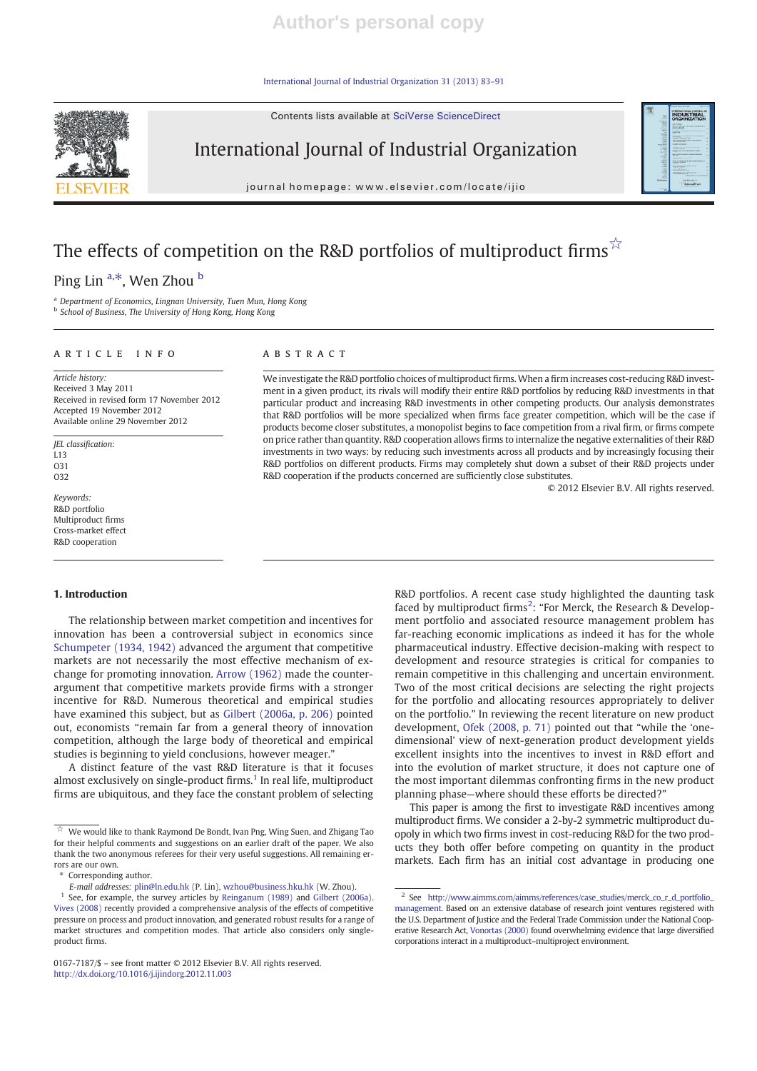# The effects of competition on the R&D portfolios of multiproduct firms[☆]

Ping Lin [a,*], Wen Zhou [b]

[a] Department of Economics, Lingnan University, Tuen Mun, Hong Kong
[b] School of Business, The University of Hong Kong, Hong Kong

## ARTICLE INFO

*Article history:*
Received 3 May 2011
Received in revised form 17 November 2012
Accepted 19 November 2012
Available online 29 November 2012

*JEL classification:*
L13
O31
O32

*Keywords:*
R&D portfolio
Multiproduct firms
Cross-market effect
R&D cooperation

## ABSTRACT

We investigate the R&D portfolio choices of multiproduct firms. When a firm increases cost-reducing R&D investment in a given product, its rivals will modify their entire R&D portfolios by reducing R&D investments in that particular product and increasing R&D investments in other competing products. Our analysis demonstrates that R&D portfolios will be more specialized when firms face greater competition, which will be the case if products become closer substitutes, a monopolist begins to face competition from a rival firm, or firms compete on price rather than quantity. R&D cooperation allows firms to internalize the negative externalities of their R&D investments in two ways: by reducing such investments across all products and by increasingly focusing their R&D portfolios on different products. Firms may completely shut down a subset of their R&D projects under R&D cooperation if the products concerned are sufficiently close substitutes.

© 2012 Elsevier B.V. All rights reserved.

## 1. Introduction

The relationship between market competition and incentives for innovation has been a controversial subject in economics since Schumpeter (1934, 1942) advanced the argument that competitive markets are not necessarily the most effective mechanism of exchange for promoting innovation. Arrow (1962) made the counter-argument that competitive markets provide firms with a stronger incentive for R&D. Numerous theoretical and empirical studies have examined this subject, but as Gilbert (2006a, p. 206) pointed out, economists "remain far from a general theory of innovation competition, although the large body of theoretical and empirical studies is beginning to yield conclusions, however meager."

A distinct feature of the vast R&D literature is that it focuses almost exclusively on single-product firms.[1] In real life, multiproduct firms are ubiquitous, and they face the constant problem of selecting R&D portfolios. A recent case study highlighted the daunting task faced by multiproduct firms[2]: "For Merck, the Research & Development portfolio and associated resource management problem has far-reaching economic implications as indeed it has for the whole pharmaceutical industry. Effective decision-making with respect to development and resource strategies is critical for companies to remain competitive in this challenging and uncertain environment. Two of the most critical decisions are selecting the right projects for the portfolio and allocating resources appropriately to deliver on the portfolio." In reviewing the recent literature on new product development, Ofek (2008, p. 71) pointed out that "while the 'one-dimensional' view of next-generation product development yields excellent insights into the incentives to invest in R&D effort and into the evolution of market structure, it does not capture one of the most important dilemmas confronting firms in the new product planning phase—where should these efforts be directed?"

This paper is among the first to investigate R&D incentives among multiproduct firms. We consider a 2-by-2 symmetric multiproduct duopoly in which two firms invest in cost-reducing R&D for the two products they both offer before competing on quantity in the product markets. Each firm has an initial cost advantage in producing one

---

☆ We would like to thank Raymond De Bondt, Ivan Png, Wing Suen, and Zhigang Tao for their helpful comments and suggestions on an earlier draft of the paper. We also thank the two anonymous referees for their very useful suggestions. All remaining errors are our own.

\* Corresponding author.
*E-mail addresses:* plin@ln.edu.hk (P. Lin), wzhou@business.hku.hk (W. Zhou).

[1] See, for example, the survey articles by Reinganum (1989) and Gilbert (2006a). Vives (2008) recently provided a comprehensive analysis of the effects of competitive pressure on process and product innovation, and generated robust results for a range of market structures and competition modes. That article also considers only single-product firms.

[2] See http://www.aimms.com/aimms/references/case_studies/merck_co_r_d_portfolio_management. Based on an extensive database of research joint ventures registered with the U.S. Department of Justice and the Federal Trade Commission under the National Cooperative Research Act, Vonortas (2000) found overwhelming evidence that large diversified corporations interact in a multiproduct–multiproject environment.

0167-7187/$ – see front matter © 2012 Elsevier B.V. All rights reserved.
http://dx.doi.org/10.1016/j.ijindorg.2012.11.003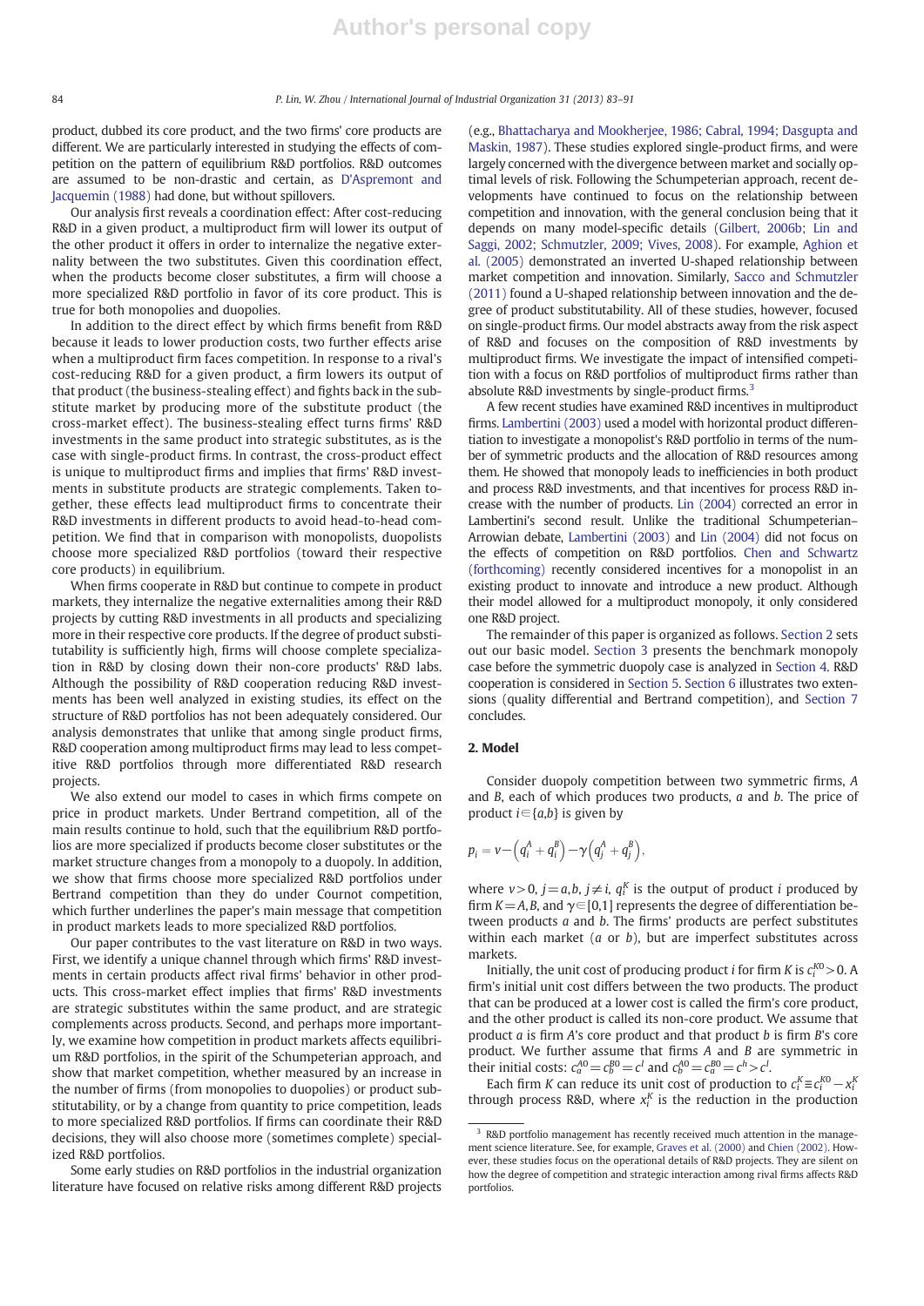product, dubbed its core product, and the two firms' core products are different. We are particularly interested in studying the effects of competition on the pattern of equilibrium R&D portfolios. R&D outcomes are assumed to be non-drastic and certain, as D'Aspremont and Jacquemin (1988) had done, but without spillovers.

Our analysis first reveals a coordination effect: After cost-reducing R&D in a given product, a multiproduct firm will lower its output of the other product it offers in order to internalize the negative externality between the two substitutes. Given this coordination effect, when the products become closer substitutes, a firm will choose a more specialized R&D portfolio in favor of its core product. This is true for both monopolies and duopolies.

In addition to the direct effect by which firms benefit from R&D because it leads to lower production costs, two further effects arise when a multiproduct firm faces competition. In response to a rival's cost-reducing R&D for a given product, a firm lowers its output of that product (the business-stealing effect) and fights back in the substitute market by producing more of the substitute product (the cross-market effect). The business-stealing effect turns firms' R&D investments in the same product into strategic substitutes, as is the case with single-product firms. In contrast, the cross-product effect is unique to multiproduct firms and implies that firms' R&D investments in substitute products are strategic complements. Taken together, these effects lead multiproduct firms to concentrate their R&D investments in different products to avoid head-to-head competition. We find that in comparison with monopolists, duopolists choose more specialized R&D portfolios (toward their respective core products) in equilibrium.

When firms cooperate in R&D but continue to compete in product markets, they internalize the negative externalities among their R&D projects by cutting R&D investments in all products and specializing more in their respective core products. If the degree of product substitutability is sufficiently high, firms will choose complete specialization in R&D by closing down their non-core products' R&D labs. Although the possibility of R&D cooperation reducing R&D investments has been well analyzed in existing studies, its effect on the structure of R&D portfolios has not been adequately considered. Our analysis demonstrates that unlike that among single product firms, R&D cooperation among multiproduct firms may lead to less competitive R&D portfolios through more differentiated R&D research projects.

We also extend our model to cases in which firms compete on price in product markets. Under Bertrand competition, all of the main results continue to hold, such that the equilibrium R&D portfolios are more specialized if products become closer substitutes or the market structure changes from a monopoly to a duopoly. In addition, we show that firms choose more specialized R&D portfolios under Bertrand competition than they do under Cournot competition, which further underlines the paper's main message that competition in product markets leads to more specialized R&D portfolios.

Our paper contributes to the vast literature on R&D in two ways. First, we identify a unique channel through which firms' R&D investments in certain products affect rival firms' behavior in other products. This cross-market effect implies that firms' R&D investments are strategic substitutes within the same product, and are strategic complements across products. Second, and perhaps more importantly, we examine how competition in product markets affects equilibrium R&D portfolios, in the spirit of the Schumpeterian approach, and show that market competition, whether measured by an increase in the number of firms (from monopolies to duopolies) or product substitutability, or by a change from quantity to price competition, leads to more specialized R&D portfolios. If firms can coordinate their R&D decisions, they will also choose more (sometimes complete) specialized R&D portfolios.

Some early studies on R&D portfolios in the industrial organization literature have focused on relative risks among different R&D projects (e.g., Bhattacharya and Mookherjee, 1986; Cabral, 1994; Dasgupta and Maskin, 1987). These studies explored single-product firms, and were largely concerned with the divergence between market and socially optimal levels of risk. Following the Schumpeterian approach, recent developments have continued to focus on the relationship between competition and innovation, with the general conclusion being that it depends on many model-specific details (Gilbert, 2006b; Lin and Saggi, 2002; Schmutzler, 2009; Vives, 2008). For example, Aghion et al. (2005) demonstrated an inverted U-shaped relationship between market competition and innovation. Similarly, Sacco and Schmutzler (2011) found a U-shaped relationship between innovation and the degree of product substitutability. All of these studies, however, focused on single-product firms. Our model abstracts away from the risk aspect of R&D and focuses on the composition of R&D investments by multiproduct firms. We investigate the impact of intensified competition with a focus on R&D portfolios of multiproduct firms rather than absolute R&D investments by single-product firms.[3]

A few recent studies have examined R&D incentives in multiproduct firms. Lambertini (2003) used a model with horizontal product differentiation to investigate a monopolist's R&D portfolio in terms of the number of symmetric products and the allocation of R&D resources among them. He showed that monopoly leads to inefficiencies in both product and process R&D investments, and that incentives for process R&D increase with the number of products. Lin (2004) corrected an error in Lambertini's second result. Unlike the traditional Schumpeterian–Arrowian debate, Lambertini (2003) and Lin (2004) did not focus on the effects of competition on R&D portfolios. Chen and Schwartz (forthcoming) recently considered incentives for a monopolist in an existing product to innovate and introduce a new product. Although their model allowed for a multiproduct monopoly, it only considered one R&D project.

The remainder of this paper is organized as follows. Section 2 sets out our basic model. Section 3 presents the benchmark monopoly case before the symmetric duopoly case is analyzed in Section 4. R&D cooperation is considered in Section 5. Section 6 illustrates two extensions (quality differential and Bertrand competition), and Section 7 concludes.

## 2. Model

Consider duopoly competition between two symmetric firms, $A$ and $B$, each of which produces two products, $a$ and $b$. The price of product $i \in \{a,b\}$ is given by

$$p_i = v - \left(q_i^A + q_i^B\right) - \gamma\left(q_j^A + q_j^B\right),$$

where $v>0$, $j=a,b$, $j\neq i$, $q_i^K$ is the output of product $i$ produced by firm $K=A,B$, and $\gamma\in[0,1]$ represents the degree of differentiation between products $a$ and $b$. The firms' products are perfect substitutes within each market ($a$ or $b$), but are imperfect substitutes across markets.

Initially, the unit cost of producing product $i$ for firm $K$ is $c_i^{K0}>0$. A firm's initial unit cost differs between the two products. The product that can be produced at a lower cost is called the firm's core product, and the other product is called its non-core product. We assume that product $a$ is firm $A$'s core product and that product $b$ is firm $B$'s core product. We further assume that firms $A$ and $B$ are symmetric in their initial costs: $c_a^{A0}=c_b^{B0}=c^l$ and $c_b^{A0}=c_a^{B0}=c^h>c^l$.

Each firm $K$ can reduce its unit cost of production to $c_i^K\equiv c_i^{K0}-x_i^K$ through process R&D, where $x_i^K$ is the reduction in the production

---

[3] R&D portfolio management has recently received much attention in the management science literature. See, for example, Graves et al. (2000) and Chien (2002). However, these studies focus on the operational details of R&D projects. They are silent on how the degree of competition and strategic interaction among rival firms affects R&D portfolios.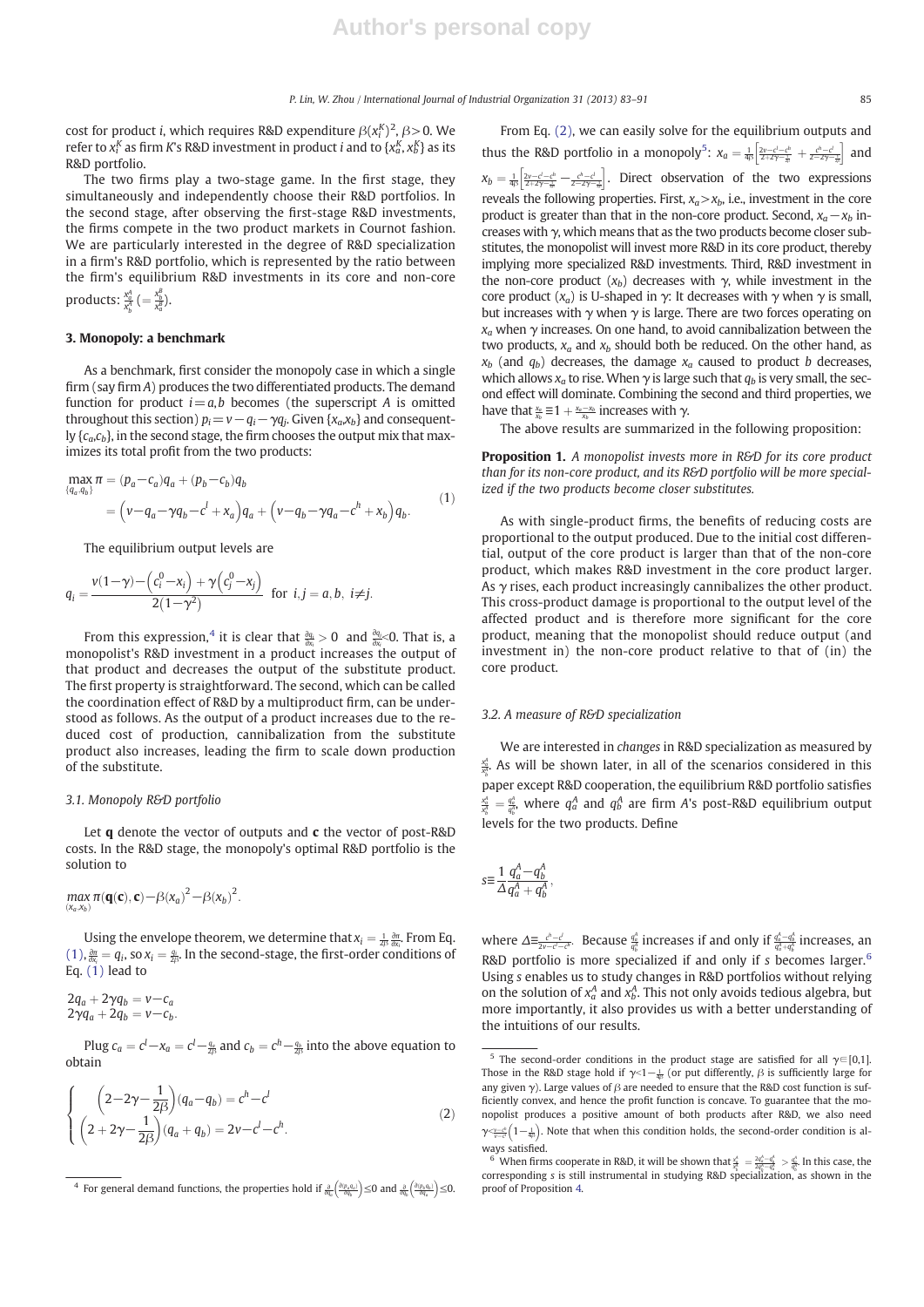cost for product $i$, which requires R&D expenditure $\beta(x_i^K)^2$, $\beta>0$. We refer to $x_i^K$ as firm $K$'s R&D investment in product $i$ and to $\{x_a^K, x_b^K\}$ as its R&D portfolio.

The two firms play a two-stage game. In the first stage, they simultaneously and independently choose their R&D portfolios. In the second stage, after observing the first-stage R&D investments, the firms compete in the two product markets in Cournot fashion. We are particularly interested in the degree of R&D specialization in a firm's R&D portfolio, which is represented by the ratio between the firm's equilibrium R&D investments in its core and non-core products: $\frac{x_a^A}{x_b^A}\left(=\frac{x_b^B}{x_a^B}\right)$.

## 3. Monopoly: a benchmark

As a benchmark, first consider the monopoly case in which a single firm (say firm $A$) produces the two differentiated products. The demand function for product $i=a,b$ becomes (the superscript $A$ is omitted throughout this section) $p_i=v-q_i-\gamma q_j$. Given $\{x_a,x_b\}$ and consequently $\{c_a,c_b\}$, in the second stage, the firm chooses the output mix that maximizes its total profit from the two products:

$$\begin{aligned}\max_{\{q_a,q_b\}}\pi &= (p_a-c_a)q_a+(p_b-c_b)q_b\\ &=\left(v-q_a-\gamma q_b-c^l+x_a\right)q_a+\left(v-q_b-\gamma q_a-c^h+x_b\right)q_b.\end{aligned}\tag{1}$$

The equilibrium output levels are

$$q_i=\frac{v(1-\gamma)-\left(c_i^0-x_i\right)+\gamma\left(c_j^0-x_j\right)}{2(1-\gamma^2)}\quad\text{for } i,j=a,b,\ i\neq j.$$

From this expression,[4] it is clear that $\frac{\partial q_i}{\partial x_i}>0$ and $\frac{\partial q_j}{\partial x_i}<0$. That is, a monopolist's R&D investment in a product increases the output of that product and decreases the output of the substitute product. The first property is straightforward. The second, which can be called the coordination effect of R&D by a multiproduct firm, can be understood as follows. As the output of a product increases due to the reduced cost of production, cannibalization from the substitute product also increases, leading the firm to scale down production of the substitute.

### 3.1. Monopoly R&D portfolio

Let $\mathbf{q}$ denote the vector of outputs and $\mathbf{c}$ the vector of post-R&D costs. In the R&D stage, the monopoly's optimal R&D portfolio is the solution to

$$\max_{(x_a,x_b)}\pi(\mathbf{q}(\mathbf{c}),\mathbf{c})-\beta(x_a)^2-\beta(x_b)^2.$$

Using the envelope theorem, we determine that $x_i=\frac{1}{2\beta}\frac{\partial\pi}{\partial x_i}$. From Eq. (1), $\frac{\partial\pi}{\partial x_i}=q_i$, so $x_i=\frac{q_i}{2\beta}$. In the second-stage, the first-order conditions of Eq. (1) lead to

$$\begin{aligned}2q_a+2\gamma q_b&=v-c_a\\ 2\gamma q_a+2q_b&=v-c_b.\end{aligned}$$

Plug $c_a=c^l-x_a=c^l-\frac{q_a}{2\beta}$ and $c_b=c^h-\frac{q_b}{2\beta}$ into the above equation to obtain

$$\begin{cases}\left(2-2\gamma-\frac{1}{2\beta}\right)(q_a-q_b)=c^h-c^l\\ \left(2+2\gamma-\frac{1}{2\beta}\right)(q_a+q_b)=2v-c^l-c^h.\end{cases}\tag{2}$$

From Eq. (2), we can easily solve for the equilibrium outputs and thus the R&D portfolio in a monopoly[5]: $x_a=\frac{1}{4\beta}\left[\frac{2v-c^l-c^h}{2+2\gamma-\frac{1}{2\beta}}+\frac{c^h-c^l}{2-2\gamma-\frac{1}{2\beta}}\right]$ and $x_b=\frac{1}{4\beta}\left[\frac{2v-c^l-c^h}{2+2\gamma-\frac{1}{2\beta}}-\frac{c^h-c^l}{2-2\gamma-\frac{1}{2\beta}}\right]$. Direct observation of the two expressions reveals the following properties. First, $x_a>x_b$, i.e., investment in the core product is greater than that in the non-core product. Second, $x_a-x_b$ increases with $\gamma$, which means that as the two products become closer substitutes, the monopolist will invest more R&D in its core product, thereby implying more specialized R&D investments. Third, R&D investment in the non-core product ($x_b$) decreases with $\gamma$, while investment in the core product ($x_a$) is U-shaped in $\gamma$: It decreases with $\gamma$ when $\gamma$ is small, but increases with $\gamma$ when $\gamma$ is large. There are two forces operating on $x_a$ when $\gamma$ increases. On one hand, to avoid cannibalization between the two products, $x_a$ and $x_b$ should both be reduced. On the other hand, as $x_b$ (and $q_b$) decreases, the damage $x_a$ caused to product $b$ decreases, which allows $x_a$ to rise. When $\gamma$ is large such that $q_b$ is very small, the second effect will dominate. Combining the second and third properties, we have that $\frac{x_a}{x_b}\equiv 1+\frac{x_a-x_b}{x_b}$ increases with $\gamma$.

The above results are summarized in the following proposition:

**Proposition 1.** *A monopolist invests more in R&D for its core product than for its non-core product, and its R&D portfolio will be more specialized if the two products become closer substitutes.*

As with single-product firms, the benefits of reducing costs are proportional to the output produced. Due to the initial cost differential, output of the core product is larger than that of the non-core product, which makes R&D investment in the core product larger. As $\gamma$ rises, each product increasingly cannibalizes the other product. This cross-product damage is proportional to the output level of the affected product and is therefore more significant for the core product, meaning that the monopolist should reduce output (and investment in) the non-core product relative to that of (in) the core product.

### 3.2. A measure of R&D specialization

We are interested in *changes* in R&D specialization as measured by $\frac{x_a^A}{x_b^A}$. As will be shown later, in all of the scenarios considered in this paper except R&D cooperation, the equilibrium R&D portfolio satisfies $\frac{x_a^A}{x_b^A}=\frac{q_a^A}{q_b^A}$, where $q_a^A$ and $q_b^A$ are firm $A$'s post-R&D equilibrium output levels for the two products. Define

$$s\equiv\frac{1}{\Delta}\frac{q_a^A-q_b^A}{q_a^A+q_b^A},$$

where $\Delta\equiv\frac{c^h-c^l}{2v-c^l-c^h}$. Because $\frac{q_a^A}{q_b^A}$ increases if and only if $\frac{q_a^A-q_b^A}{q_a^A+q_b^A}$ increases, an R&D portfolio is more specialized if and only if $s$ becomes larger.[6] Using $s$ enables us to study changes in R&D portfolios without relying on the solution of $x_a^A$ and $x_b^A$. This not only avoids tedious algebra, but more importantly, it also provides us with a better understanding of the intuitions of our results.

---

[4] For general demand functions, the properties hold if $\frac{\partial}{\partial q_a}\left(\frac{\partial(p_a q_a)}{\partial q_b}\right)\leq 0$ and $\frac{\partial}{\partial q_b}\left(\frac{\partial(p_b q_b)}{\partial q_a}\right)\leq 0$.

[5] The second-order conditions in the product stage are satisfied for all $\gamma\in[0,1]$. Those in the R&D stage hold if $\gamma<1-\frac{1}{4\beta}$ (or put differently, $\beta$ is sufficiently large for any given $\gamma$). Large values of $\beta$ are needed to ensure that the R&D cost function is sufficiently convex, and hence the profit function is concave. To guarantee that the monopolist produces a positive amount of both products after R&D, we also need $\gamma<\frac{v-c^h}{v-c^l}\left(1-\frac{1}{4\beta}\right)$. Note that when this condition holds, the second-order condition is always satisfied.

[6] When firms cooperate in R&D, it will be shown that $\frac{x_a^A}{x_b^A}=\frac{2q_a^A-q_b^A}{2q_b^A-q_a^A}>\frac{q_a^A}{q_b^A}$. In this case, the corresponding $s$ is still instrumental in studying R&D specialization, as shown in the proof of Proposition 4.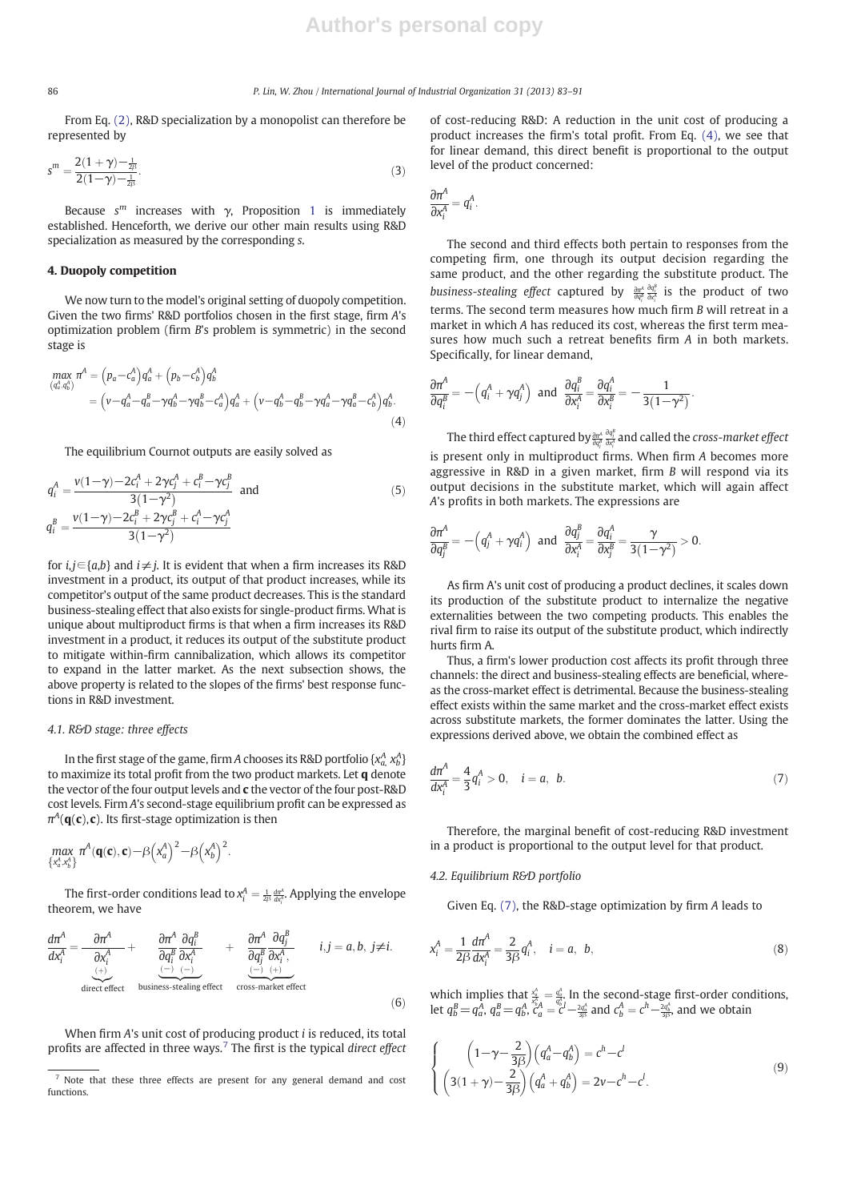From Eq. (2), R&D specialization by a monopolist can therefore be represented by

$$s^m = \frac{2(1+\gamma)-\frac{1}{2\beta}}{2(1-\gamma)-\frac{1}{2\beta}}. \tag{3}$$

Because $s^m$ increases with $\gamma$, Proposition 1 is immediately established. Henceforth, we derive our other main results using R&D specialization as measured by the corresponding $s$.

## 4. Duopoly competition

We now turn to the model's original setting of duopoly competition. Given the two firms' R&D portfolios chosen in the first stage, firm $A$'s optimization problem (firm $B$'s problem is symmetric) in the second stage is

$$\begin{aligned}\max_{(q_a^A, q_b^A)} \pi^A &= \left(p_a - c_a^A\right) q_a^A + \left(p_b - c_b^A\right) q_b^A \\ &= \left(v - q_a^A - q_a^B - \gamma q_b^A - \gamma q_b^B - c_a^A\right) q_a^A + \left(v - q_b^A - q_b^B - \gamma q_a^A - \gamma q_a^B - c_b^A\right) q_b^A.\end{aligned} \tag{4}$$

The equilibrium Cournot outputs are easily solved as

$$q_i^A = \frac{v(1-\gamma) - 2c_i^A + 2\gamma c_j^A + c_i^B - \gamma c_j^B}{3(1-\gamma^2)} \quad \text{and} \qquad q_i^B = \frac{v(1-\gamma) - 2c_i^B + 2\gamma c_j^B + c_i^A - \gamma c_j^A}{3(1-\gamma^2)} \tag{5}$$

for $i,j \in \{a,b\}$ and $i \neq j$. It is evident that when a firm increases its R&D investment in a product, its output of that product increases, while its competitor's output of the same product decreases. This is the standard business-stealing effect that also exists for single-product firms. What is unique about multiproduct firms is that when a firm increases its R&D investment in a product, it reduces its output of the substitute product to mitigate within-firm cannibalization, which allows its competitor to expand in the latter market. As the next subsection shows, the above property is related to the slopes of the firms' best response functions in R&D investment.

### 4.1. R&D stage: three effects

In the first stage of the game, firm $A$ chooses its R&D portfolio $\{x_a^A, x_b^A\}$ to maximize its total profit from the two product markets. Let $\mathbf{q}$ denote the vector of the four output levels and $\mathbf{c}$ the vector of the four post-R&D cost levels. Firm $A$'s second-stage equilibrium profit can be expressed as $\pi^A(\mathbf{q}(\mathbf{c}), \mathbf{c})$. Its first-stage optimization is then

$$\max_{\{x_a^A, x_b^A\}} \pi^A(\mathbf{q}(\mathbf{c}), \mathbf{c}) - \beta\left(x_a^A\right)^2 - \beta\left(x_b^A\right)^2.$$

The first-order conditions lead to $x_i^A = \frac{1}{2\beta}\frac{d\pi^A}{dx_i^A}$. Applying the envelope theorem, we have

$$\frac{d\pi^A}{dx_i^A} = \underbrace{\underset{(+)}{\frac{\partial \pi^A}{\partial x_i^A}}}_{\text{direct effect}} + \underbrace{\underset{(-)\ \ (-)}{\frac{\partial \pi^A}{\partial q_i^B}\frac{\partial q_i^B}{\partial x_i^A}}}_{\text{business-stealing effect}} + \underbrace{\underset{(-)\ \ (+)}{\frac{\partial \pi^A}{\partial q_j^B}\frac{\partial q_j^B}{\partial x_i^A}}}_{\text{cross-market effect}}, \qquad i,j = a,b,\ j \neq i. \tag{6}$$

When firm $A$'s unit cost of producing product $i$ is reduced, its total profits are affected in three ways.[7] The first is the typical *direct effect* of cost-reducing R&D: A reduction in the unit cost of producing a product increases the firm's total profit. From Eq. (4), we see that for linear demand, this direct benefit is proportional to the output level of the product concerned:

$$\frac{\partial \pi^A}{\partial x_i^A} = q_i^A.$$

The second and third effects both pertain to responses from the competing firm, one through its output decision regarding the same product, and the other regarding the substitute product. The *business-stealing effect* captured by $\frac{\partial \pi^A}{\partial q_i^B}\frac{\partial q_i^B}{\partial x_i^A}$ is the product of two terms. The second term measures how much firm $B$ will retreat in a market in which $A$ has reduced its cost, whereas the first term measures how much such a retreat benefits firm $A$ in both markets. Specifically, for linear demand,

$$\frac{\partial \pi^A}{\partial q_i^B} = -\left(q_i^A + \gamma q_j^A\right) \ \text{ and } \ \frac{\partial q_i^B}{\partial x_i^A} = \frac{\partial q_i^A}{\partial x_i^B} = -\frac{1}{3(1-\gamma^2)}.$$

The third effect captured by $\frac{\partial \pi^A}{\partial q_j^B}\frac{\partial q_j^B}{\partial x_i^A}$ and called the *cross-market effect* is present only in multiproduct firms. When firm $A$ becomes more aggressive in R&D in a given market, firm $B$ will respond via its output decisions in the substitute market, which will again affect $A$'s profits in both markets. The expressions are

$$\frac{\partial \pi^A}{\partial q_j^B} = -\left(q_j^A + \gamma q_i^A\right) \ \text{ and } \ \frac{\partial q_j^B}{\partial x_i^A} = \frac{\partial q_j^A}{\partial x_j^B} = \frac{\gamma}{3(1-\gamma^2)} > 0.$$

As firm A's unit cost of producing a product declines, it scales down its production of the substitute product to internalize the negative externalities between the two competing products. This enables the rival firm to raise its output of the substitute product, which indirectly hurts firm A.

Thus, a firm's lower production cost affects its profit through three channels: the direct and business-stealing effects are beneficial, whereas the cross-market effect is detrimental. Because the business-stealing effect exists within the same market and the cross-market effect exists across substitute markets, the former dominates the latter. Using the expressions derived above, we obtain the combined effect as

$$\frac{d\pi^A}{dx_i^A} = \frac{4}{3}q_i^A > 0, \quad i = a,\ b. \tag{7}$$

Therefore, the marginal benefit of cost-reducing R&D investment in a product is proportional to the output level for that product.

### 4.2. Equilibrium R&D portfolio

Given Eq. (7), the R&D-stage optimization by firm $A$ leads to

$$x_i^A = \frac{1}{2\beta}\frac{d\pi^A}{dx_i^A} = \frac{2}{3\beta}q_i^A, \quad i = a,\ b, \tag{8}$$

which implies that $\frac{x_a^A}{x_b^A} = \frac{q_a^A}{q_b^A}$. In the second-stage first-order conditions, let $q_b^B = q_a^A$, $q_a^B = q_b^A$, $c_a^A = c^l - \frac{2q_a^A}{3\beta}$ and $c_b^A = c^h - \frac{2q_b^A}{3\beta}$, and we obtain

$$\begin{cases} \left(1 - \gamma - \dfrac{2}{3\beta}\right)\left(q_a^A - q_b^A\right) = c^h - c^l \\ \left(3(1+\gamma) - \dfrac{2}{3\beta}\right)\left(q_a^A + q_b^A\right) = 2v - c^h - c^l. \end{cases} \tag{9}$$

---

[7] Note that these three effects are present for any general demand and cost functions.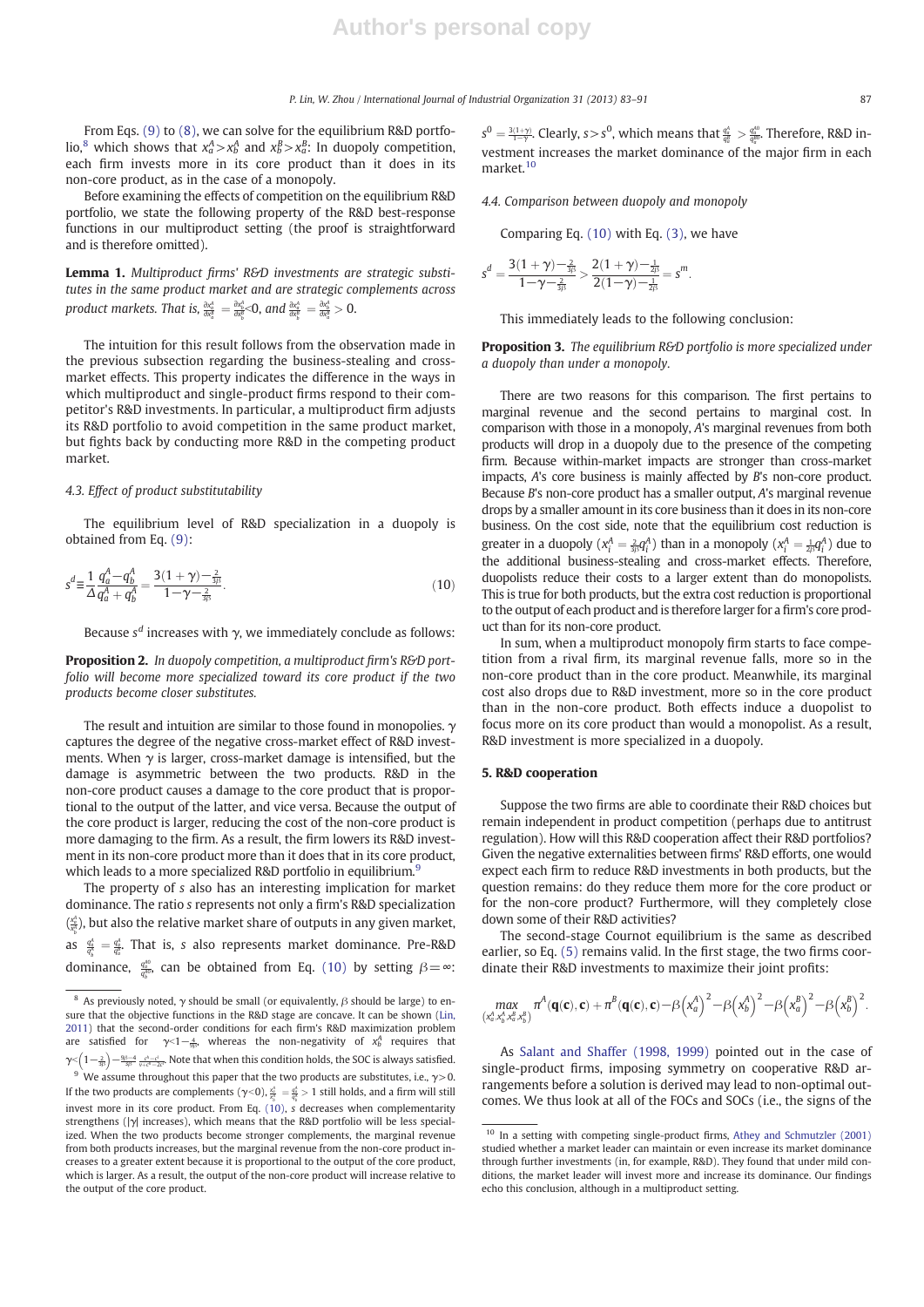From Eqs. (9) to (8), we can solve for the equilibrium R&D portfolio,[8] which shows that $x_a^A > x_b^A$ and $x_b^B > x_a^B$: In duopoly competition, each firm invests more in its core product than it does in its non-core product, as in the case of a monopoly.

Before examining the effects of competition on the equilibrium R&D portfolio, we state the following property of the R&D best-response functions in our multiproduct setting (the proof is straightforward and is therefore omitted).

**Lemma 1.** *Multiproduct firms' R&D investments are strategic substitutes in the same product market and are strategic complements across product markets. That is,* $\frac{\partial x_a^A}{\partial x_a^B} = \frac{\partial x_b^A}{\partial x_b^B} < 0$, *and* $\frac{\partial x_a^A}{\partial x_b^B} = \frac{\partial x_b^A}{\partial x_a^B} > 0$.

The intuition for this result follows from the observation made in the previous subsection regarding the business-stealing and cross-market effects. This property indicates the difference in the ways in which multiproduct and single-product firms respond to their competitor's R&D investments. In particular, a multiproduct firm adjusts its R&D portfolio to avoid competition in the same product market, but fights back by conducting more R&D in the competing product market.

### 4.3. Effect of product substitutability

The equilibrium level of R&D specialization in a duopoly is obtained from Eq. (9):

$$s^d \equiv \frac{1}{\Delta} \frac{q_a^A - q_b^A}{q_a^A + q_b^A} = \frac{3(1+\gamma) - \frac{2}{3\beta}}{1 - \gamma - \frac{2}{3\beta}}. \tag{10}$$

Because $s^d$ increases with $\gamma$, we immediately conclude as follows:

**Proposition 2.** *In duopoly competition, a multiproduct firm's R&D portfolio will become more specialized toward its core product if the two products become closer substitutes.*

The result and intuition are similar to those found in monopolies. $\gamma$ captures the degree of the negative cross-market effect of R&D investments. When $\gamma$ is larger, cross-market damage is intensified, but the damage is asymmetric between the two products. R&D in the non-core product causes a damage to the core product that is proportional to the output of the latter, and vice versa. Because the output of the core product is larger, reducing the cost of the non-core product is more damaging to the firm. As a result, the firm lowers its R&D investment in its non-core product more than it does that in its core product, which leads to a more specialized R&D portfolio in equilibrium.[9]

The property of $s$ also has an interesting implication for market dominance. The ratio $s$ represents not only a firm's R&D specialization $\left(\frac{x_a^A}{x_b^A}\right)$, but also the relative market share of outputs in any given market, as $\frac{q_a^A}{q_b^A} = \frac{q_a^A}{q_a^B}$. That is, $s$ also represents market dominance. Pre-R&D dominance, $\frac{q_a^{A0}}{q_a^{B0}}$, can be obtained from Eq. (10) by setting $\beta = \infty$: $s^0 = \frac{3(1+\gamma)}{1-\gamma}$. Clearly, $s > s^0$, which means that $\frac{q_a^A}{q_a^B} > \frac{q_a^{A0}}{q_a^{B0}}$. Therefore, R&D investment increases the market dominance of the major firm in each market.[10]

### 4.4. Comparison between duopoly and monopoly

Comparing Eq. (10) with Eq. (3), we have

$$s^d = \frac{3(1+\gamma) - \frac{2}{3\beta}}{1 - \gamma - \frac{2}{3\beta}} > \frac{2(1+\gamma) - \frac{1}{2\beta}}{2(1-\gamma) - \frac{1}{2\beta}} = s^m.$$

This immediately leads to the following conclusion:

**Proposition 3.** *The equilibrium R&D portfolio is more specialized under a duopoly than under a monopoly.*

There are two reasons for this comparison. The first pertains to marginal revenue and the second pertains to marginal cost. In comparison with those in a monopoly, $A$'s marginal revenues from both products will drop in a duopoly due to the presence of the competing firm. Because within-market impacts are stronger than cross-market impacts, $A$'s core business is mainly affected by $B$'s non-core product. Because $B$'s non-core product has a smaller output, $A$'s marginal revenue drops by a smaller amount in its core business than it does in its non-core business. On the cost side, note that the equilibrium cost reduction is greater in a duopoly ($x_i^A = \frac{2}{3\beta} q_i^A$) than in a monopoly ($x_i^A = \frac{1}{2\beta} q_i^A$) due to the additional business-stealing and cross-market effects. Therefore, duopolists reduce their costs to a larger extent than do monopolists. This is true for both products, but the extra cost reduction is proportional to the output of each product and is therefore larger for a firm's core product than for its non-core product.

In sum, when a multiproduct monopoly firm starts to face competition from a rival firm, its marginal revenue falls, more so in the non-core product than in the core product. Meanwhile, its marginal cost also drops due to R&D investment, more so in the core product than in the non-core product. Both effects induce a duopolist to focus more on its core product than would a monopolist. As a result, R&D investment is more specialized in a duopoly.

## 5. R&D cooperation

Suppose the two firms are able to coordinate their R&D choices but remain independent in product competition (perhaps due to antitrust regulation). How will this R&D cooperation affect their R&D portfolios? Given the negative externalities between firms' R&D efforts, one would expect each firm to reduce R&D investments in both products, but the question remains: do they reduce them more for the core product or for the non-core product? Furthermore, will they completely close down some of their R&D activities?

The second-stage Cournot equilibrium is the same as described earlier, so Eq. (5) remains valid. In the first stage, the two firms coordinate their R&D investments to maximize their joint profits:

$$\max_{\left(x_a^A, x_b^A, x_a^B, x_b^B\right)} \pi^A(\mathbf{q}(\mathbf{c}), \mathbf{c}) + \pi^B(\mathbf{q}(\mathbf{c}), \mathbf{c}) - \beta\left(x_a^A\right)^2 - \beta\left(x_b^A\right)^2 - \beta\left(x_a^B\right)^2 - \beta\left(x_b^B\right)^2.$$

As Salant and Shaffer (1998, 1999) pointed out in the case of single-product firms, imposing symmetry on cooperative R&D arrangements before a solution is derived may lead to non-optimal outcomes. We thus look at all of the FOCs and SOCs (i.e., the signs of the

---

[8] As previously noted, $\gamma$ should be small (or equivalently, $\beta$ should be large) to ensure that the objective functions in the R&D stage are concave. It can be shown (Lin, 2011) that the second-order conditions for each firm's R&D maximization problem are satisfied for $\gamma < 1 - \frac{4}{9\beta}$, whereas the non-negativity of $x_b^A$ requires that $\gamma < \left(1 - \frac{2}{3\beta}\right) - \frac{9\beta - 4}{3\beta^2} \cdot \frac{c^h - c^l}{\bar{v} + c^h - 2c^l}$. Note that when this condition holds, the SOC is always satisfied.

[9] We assume throughout this paper that the two products are substitutes, i.e., $\gamma > 0$. If the two products are complements ($\gamma < 0$), $\frac{x_a^A}{x_b^A} = \frac{q_a^A}{q_b^A} > 1$ still holds, and a firm will still invest more in its core product. From Eq. (10), $s$ decreases when complementarity strengthens ($|\gamma|$ increases), which means that the R&D portfolio will be less specialized. When the two products become stronger complements, the marginal revenue from both products increases, but the marginal revenue from the non-core product increases to a greater extent because it is proportional to the output of the core product, which is larger. As a result, the output of the non-core product will increase relative to the output of the core product.

[10] In a setting with competing single-product firms, Athey and Schmutzler (2001) studied whether a market leader can maintain or even increase its market dominance through further investments (in, for example, R&D). They found that under mild conditions, the market leader will invest more and increase its dominance. Our findings echo this conclusion, although in a multiproduct setting.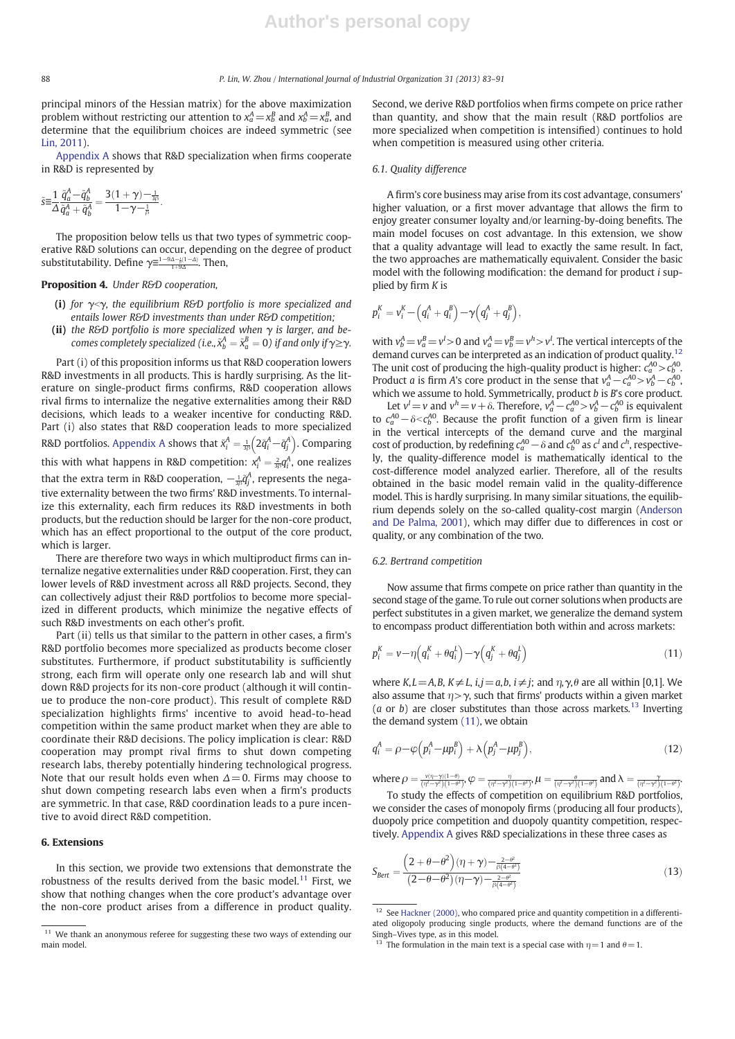principal minors of the Hessian matrix) for the above maximization problem without restricting our attention to $x_a^A = x_b^B$ and $x_b^A = x_a^B$, and determine that the equilibrium choices are indeed symmetric (see Lin, 2011).

Appendix A shows that R&D specialization when firms cooperate in R&D is represented by

$$\tilde{s} \equiv \frac{1}{\Delta} \frac{\tilde{q}_a^A - \tilde{q}_b^A}{\tilde{q}_a^A + \tilde{q}_b^A} = \frac{3(1+\gamma) - \frac{1}{3\beta}}{1 - \gamma - \frac{1}{\beta}}.$$

The proposition below tells us that two types of symmetric cooperative R&D solutions can occur, depending on the degree of product substitutability. Define $\bar{\gamma} \equiv \frac{1 - 9\Delta - \frac{1}{\beta}(1-\Delta)}{1 + 9\Delta}$. Then,

**Proposition 4.** *Under R&D cooperation,*

- **(i)** *for $\gamma < \bar{\gamma}$, the equilibrium R&D portfolio is more specialized and entails lower R&D investments than under R&D competition;*
- **(ii)** *the R&D portfolio is more specialized when $\gamma$ is larger, and becomes completely specialized (i.e., $\tilde{x}_b^A = \tilde{x}_a^B = 0$) if and only if $\gamma \geq \bar{\gamma}$.*

Part (i) of this proposition informs us that R&D cooperation lowers R&D investments in all products. This is hardly surprising. As the literature on single-product firms confirms, R&D cooperation allows rival firms to internalize the negative externalities among their R&D decisions, which leads to a weaker incentive for conducting R&D. Part (i) also states that R&D cooperation leads to more specialized R&D portfolios. Appendix A shows that $\tilde{x}_i^A = \frac{1}{3\beta}\left(2\tilde{q}_i^A - \tilde{q}_j^A\right)$. Comparing this with what happens in R&D competition: $x_i^A = \frac{2}{3\beta} q_i^A$, one realizes that the extra term in R&D cooperation, $-\frac{1}{3\beta}\tilde{q}_j^A$, represents the negative externality between the two firms' R&D investments. To internalize this externality, each firm reduces its R&D investments in both products, but the reduction should be larger for the non-core product, which has an effect proportional to the output of the core product, which is larger.

There are therefore two ways in which multiproduct firms can internalize negative externalities under R&D cooperation. First, they can lower levels of R&D investment across all R&D projects. Second, they can collectively adjust their R&D portfolios to become more specialized in different products, which minimize the negative effects of such R&D investments on each other's profit.

Part (ii) tells us that similar to the pattern in other cases, a firm's R&D portfolio becomes more specialized as products become closer substitutes. Furthermore, if product substitutability is sufficiently strong, each firm will operate only one research lab and will shut down R&D projects for its non-core product (although it will continue to produce the non-core product). This result of complete R&D specialization highlights firms' incentive to avoid head-to-head competition within the same product market when they are able to coordinate their R&D decisions. The policy implication is clear: R&D cooperation may prompt rival firms to shut down competing research labs, thereby potentially hindering technological progress. Note that our result holds even when $\Delta = 0$. Firms may choose to shut down competing research labs even when a firm's products are symmetric. In that case, R&D coordination leads to a pure incentive to avoid direct R&D competition.

## 6. Extensions

In this section, we provide two extensions that demonstrate the robustness of the results derived from the basic model.[11] First, we show that nothing changes when the core product's advantage over the non-core product arises from a difference in product quality. Second, we derive R&D portfolios when firms compete on price rather than quantity, and show that the main result (R&D portfolios are more specialized when competition is intensified) continues to hold when competition is measured using other criteria.

### 6.1. Quality difference

A firm's core business may arise from its cost advantage, consumers' higher valuation, or a first mover advantage that allows the firm to enjoy greater consumer loyalty and/or learning-by-doing benefits. The main model focuses on cost advantage. In this extension, we show that a quality advantage will lead to exactly the same result. In fact, the two approaches are mathematically equivalent. Consider the basic model with the following modification: the demand for product $i$ supplied by firm $K$ is

$$p_i^K = v_i^K - \left(q_i^A + q_i^B\right) - \gamma\left(q_j^A + q_j^B\right),$$

with $v_b^A = v_a^B = v^l > 0$ and $v_a^A = v_b^B = v^h > v^l$. The vertical intercepts of the demand curves can be interpreted as an indication of product quality.[12] The unit cost of producing the high-quality product is higher: $c_a^{A0} > c_b^{A0}$. Product $a$ is firm $A$'s core product in the sense that $v_a^A - c_a^{A0} > v_b^A - c_b^{A0}$, which we assume to hold. Symmetrically, product $b$ is $B$'s core product.

Let $v^l = v$ and $v^h = v + \delta$. Therefore, $v_a^A - c_a^{A0} > v_b^A - c_b^{A0}$ is equivalent to $c_a^{A0} - \delta < c_b^{A0}$. Because the profit function of a given firm is linear in the vertical intercepts of the demand curve and the marginal cost of production, by redefining $c_a^{A0} - \delta$ and $c_b^{A0}$ as $c^l$ and $c^h$, respectively, the quality-difference model is mathematically identical to the cost-difference model analyzed earlier. Therefore, all of the results obtained in the basic model remain valid in the quality-difference model. This is hardly surprising. In many similar situations, the equilibrium depends solely on the so-called quality-cost margin (Anderson and De Palma, 2001), which may differ due to differences in cost or quality, or any combination of the two.

### 6.2. Bertrand competition

Now assume that firms compete on price rather than quantity in the second stage of the game. To rule out corner solutions when products are perfect substitutes in a given market, we generalize the demand system to encompass product differentiation both within and across markets:

$$p_i^K = v - \eta\left(q_i^K + \theta q_i^L\right) - \gamma\left(q_j^K + \theta q_j^L\right) \tag{11}$$

where $K, L = A, B$, $K \neq L$, $i, j = a, b$, $i \neq j$; and $\eta, \gamma, \theta$ are all within [0,1]. We also assume that $\eta > \gamma$, such that firms' products within a given market ($a$ or $b$) are closer substitutes than those across markets.[13] Inverting the demand system (11), we obtain

$$q_i^A = \rho - \varphi\left(p_i^A - \mu p_i^B\right) + \lambda\left(p_j^A - \mu p_j^B\right), \tag{12}$$

where $\rho = \frac{v(\eta - \gamma)(1-\theta)}{(\eta^2 - \gamma^2)(1-\theta^2)}$, $\varphi = \frac{\eta}{(\eta^2 - \gamma^2)(1-\theta^2)}$, $\mu = \frac{\theta}{(\eta^2 - \gamma^2)(1-\theta^2)}$ and $\lambda = \frac{\gamma}{(\eta^2 - \gamma^2)(1-\theta^2)}$.

To study the effects of competition on equilibrium R&D portfolios, we consider the cases of monopoly firms (producing all four products), duopoly price competition and duopoly quantity competition, respectively. Appendix A gives R&D specializations in these three cases as

$$S_{Bert} = \frac{\left(2 + \theta - \theta^2\right)(\eta + \gamma) - \frac{2 - \theta^2}{\beta(4 - \theta^2)}}{\left(2 - \theta - \theta^2\right)(\eta - \gamma) - \frac{2 - \theta^2}{\beta(4 - \theta^2)}} \tag{13}$$

---

[11] We thank an anonymous referee for suggesting these two ways of extending our main model.

[12] See Hackner (2000), who compared price and quantity competition in a differentiated oligopoly producing single products, where the demand functions are of the Singh–Vives type, as in this model.

[13] The formulation in the main text is a special case with $\eta = 1$ and $\theta = 1$.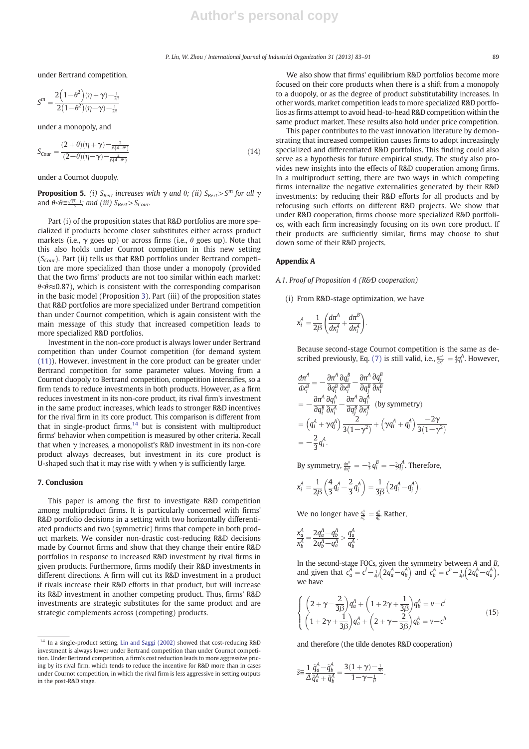under Bertrand competition,

$$S^m = \frac{2\left(1-\theta^2\right)(\eta+\gamma)-\frac{1}{2\beta}}{2\left(1-\theta^2\right)(\eta-\gamma)-\frac{1}{2\beta}}$$

under a monopoly, and

$$S_{Cour} = \frac{(2+\theta)(\eta+\gamma)-\frac{2}{\beta\left(4-\theta^2\right)}}{(2-\theta)(\eta-\gamma)-\frac{2}{\beta\left(4-\theta^2\right)}} \tag{14}$$

under a Cournot duopoly.

**Proposition 5.** *(i) $S_{Bert}$ increases with $\gamma$ and $\theta$; (ii) $S_{Bert}>S^m$ for all $\gamma$ and $\theta<\hat{\theta}\equiv\frac{\sqrt{13}-1}{3}$; and (iii) $S_{Bert}>S_{Cour}$.*

Part (i) of the proposition states that R&D portfolios are more specialized if products become closer substitutes either across product markets (i.e., $\gamma$ goes up) or across firms (i.e., $\theta$ goes up). Note that this also holds under Cournot competition in this new setting ($S_{Cour}$). Part (ii) tells us that R&D portfolios under Bertrand competition are more specialized than those under a monopoly (provided that the two firms' products are not too similar within each market: $\theta<\hat{\theta}\approx 0.87$), which is consistent with the corresponding comparison in the basic model (Proposition 3). Part (iii) of the proposition states that R&D portfolios are more specialized under Bertrand competition than under Cournot competition, which is again consistent with the main message of this study that increased competition leads to more specialized R&D portfolios.

Investment in the non-core product is always lower under Bertrand competition than under Cournot competition (for demand system (11)). However, investment in the core product can be greater under Bertrand competition for some parameter values. Moving from a Cournot duopoly to Bertrand competition, competition intensifies, so a firm tends to reduce investments in both products. However, as a firm reduces investment in its non-core product, its rival firm's investment in the same product increases, which leads to stronger R&D incentives for the rival firm in its core product. This comparison is different from that in single-product firms,[14] but is consistent with multiproduct firms' behavior when competition is measured by other criteria. Recall that when $\gamma$ increases, a monopolist's R&D investment in its non-core product always decreases, but investment in its core product is U-shaped such that it may rise with $\gamma$ when $\gamma$ is sufficiently large.

## 7. Conclusion

This paper is among the first to investigate R&D competition among multiproduct firms. It is particularly concerned with firms' R&D portfolio decisions in a setting with two horizontally differentiated products and two (symmetric) firms that compete in both product markets. We consider non-drastic cost-reducing R&D decisions made by Cournot firms and show that they change their entire R&D portfolios in response to increased R&D investment by rival firms in given products. Furthermore, firms modify their R&D investments in different directions. A firm will cut its R&D investment in a product if rivals increase their R&D efforts in that product, but will increase its R&D investment in another competing product. Thus, firms' R&D investments are strategic substitutes for the same product and are strategic complements across (competing) products.

We also show that firms' equilibrium R&D portfolios become more focused on their core products when there is a shift from a monopoly to a duopoly, or as the degree of product substitutability increases. In other words, market competition leads to more specialized R&D portfolios as firms attempt to avoid head-to-head R&D competition within the same product market. These results also hold under price competition.

This paper contributes to the vast innovation literature by demonstrating that increased competition causes firms to adopt increasingly specialized and differentiated R&D portfolios. This finding could also serve as a hypothesis for future empirical study. The study also provides new insights into the effects of R&D cooperation among firms. In a multiproduct setting, there are two ways in which competing firms internalize the negative externalities generated by their R&D investments: by reducing their R&D efforts for all products and by refocusing such efforts on different R&D projects. We show that under R&D cooperation, firms choose more specialized R&D portfolios, with each firm increasingly focusing on its own core product. If their products are sufficiently similar, firms may choose to shut down some of their R&D projects.

## Appendix A

### A.1. Proof of Proposition 4 (R&D cooperation)

(i) From R&D-stage optimization, we have

$$x_i^A = \frac{1}{2\beta}\left(\frac{d\pi^A}{dx_i^A}+\frac{d\pi^B}{dx_i^A}\right).$$

Because second-stage Cournot competition is the same as described previously, Eq. (7) is still valid, i.e., $\frac{d\pi^A}{dx_i^A}=\frac{4}{3}q_i^A$. However,

$$\begin{aligned}
\frac{d\pi^A}{dx_i^B} &= -\frac{\partial\pi^A}{\partial q_i^B}\frac{\partial q_i^B}{\partial x_i^B}-\frac{\partial\pi^A}{\partial q_j^B}\frac{\partial q_j^B}{\partial x_i^B} \\
&= -\frac{\partial\pi^A}{\partial q_i^B}\frac{\partial q_i^A}{\partial x_i^A}-\frac{\partial\pi^A}{\partial q_j^B}\frac{\partial q_i^A}{\partial x_j^A}\quad\text{(by symmetry)} \\
&= \left(q_i^A+\gamma q_j^A\right)\frac{2}{3\left(1-\gamma^2\right)}+\left(\gamma q_i^A+q_j^A\right)\frac{-2\gamma}{3\left(1-\gamma^2\right)} \\
&= -\frac{2}{3}q_i^A.
\end{aligned}$$

By symmetry, $\frac{d\pi^B}{dx_i^A}=-\frac{2}{3}q_i^B=-\frac{2}{3}q_j^A$. Therefore,

$$x_i^A = \frac{1}{2\beta}\left(\frac{4}{3}q_i^A-\frac{2}{3}q_j^A\right)=\frac{1}{3\beta}\left(2q_i^A-q_j^A\right).$$

We no longer have $\frac{x_a^A}{x_b^A}=\frac{q_a^A}{q_b^A}$. Rather,

$$\frac{x_a^A}{x_b^A}=\frac{2q_a^A-q_b^A}{2q_b^A-q_a^A}>\frac{q_a^A}{q_b^A}.$$

In the second-stage FOCs, given the symmetry between $A$ and $B$, and given that $c_a^A=c^l-\frac{1}{3\beta}\left(2q_a^A-q_b^A\right)$ and $c_b^A=c^h-\frac{1}{3\beta}\left(2q_b^A-q_a^A\right)$, we have

$$\begin{cases}
\left(2+\gamma-\dfrac{2}{3\beta}\right)q_a^A+\left(1+2\gamma+\dfrac{1}{3\beta}\right)q_b^A=v-c^l \\[2ex]
\left(1+2\gamma+\dfrac{1}{3\beta}\right)q_a^A+\left(2+\gamma-\dfrac{2}{3\beta}\right)q_b^A=v-c^h
\end{cases} \tag{15}$$

and therefore (the tilde denotes R&D cooperation)

$$\tilde{s}\equiv\frac{1}{\Delta}\frac{\tilde{q}_a^A-\tilde{q}_b^A}{\tilde{q}_a^A+\tilde{q}_b^A}=\frac{3(1+\gamma)-\frac{1}{3\beta}}{1-\gamma-\frac{1}{\beta}}.$$

[14] In a single-product setting, Lin and Saggi (2002) showed that cost-reducing R&D investment is always lower under Bertrand competition than under Cournot competition. Under Bertrand competition, a firm's cost reduction leads to more aggressive pricing by its rival firm, which tends to reduce the incentive for R&D more than in cases under Cournot competition, in which the rival firm is less aggressive in setting outputs in the post-R&D stage.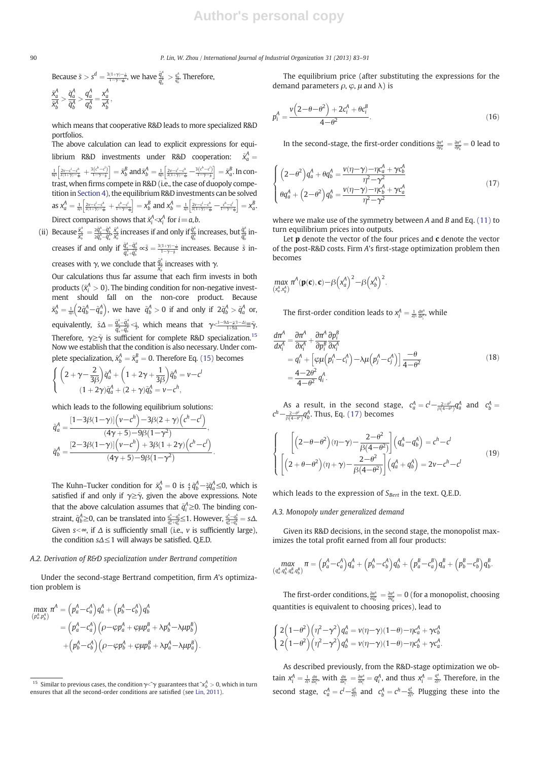Because $\tilde{s} > s^d = \frac{3(1+\gamma)-\frac{2}{\beta}}{1-\gamma-\frac{2}{3\beta}}$, we have $\frac{\tilde{q}_a^A}{\tilde{q}_b^A} > \frac{q_a^A}{q_b^A}$. Therefore,

$$\frac{\tilde{x}_a^A}{\tilde{x}_b^A} > \frac{\tilde{q}_a^A}{\tilde{q}_b^A} > \frac{q_a^A}{q_b^A} = \frac{x_a^A}{x_b^A},$$

which means that cooperative R&D leads to more specialized R&D portfolios.

The above calculation can lead to explicit expressions for equilibrium R&D investments under R&D cooperation: $\tilde{x}_a^A = \frac{1}{6\beta}\left[\frac{2v-c^l-c^h}{3(1+\gamma)-\frac{2}{\beta}} + \frac{3(c^h-c^l)}{1-\gamma-\frac{2}{3\beta}}\right] = \tilde{x}_b^B$ and $\tilde{x}_b^A = \frac{1}{6\beta}\left[\frac{2v-c^l-c^h}{3(1+\gamma)-\frac{2}{\beta}} - \frac{3(c^h-c^l)}{1-\gamma-\frac{2}{3\beta}}\right] = \tilde{x}_a^B$. In contrast, when firms compete in R&D (i.e., the case of duopoly competition in Section 4), the equilibrium R&D investments can be solved as $x_a^A = \frac{1}{3\beta}\left[\frac{2v-c^l-c^h}{3(1+\gamma)-\frac{4}{3\beta}} + \frac{c^h-c^l}{1-\gamma-\frac{4}{3\beta}}\right] = x_b^B$ and $x_b^A = \frac{1}{3\beta}\left[\frac{2v-c^l-c^h}{3(1+\gamma)-\frac{4}{3\beta}} - \frac{c^h-c^l}{1-\gamma-\frac{4}{3\beta}}\right] = x_a^B$. Direct comparison shows that $\tilde{x}_i^A < x_i^A$ for $i = a,b$.

(ii) Because $\frac{\tilde{x}_a^A}{\tilde{x}_b^A} = \frac{2\tilde{q}_a^A - \tilde{q}_b^A}{2\tilde{q}_b^A - \tilde{q}_a^A}$, $\frac{\tilde{x}_a^A}{\tilde{x}_b^A}$ increases if and only if $\frac{\tilde{q}_a^A}{\tilde{q}_b^A}$ increases, but $\frac{\tilde{q}_a^A}{\tilde{q}_b^A}$ increases if and only if $\frac{\tilde{q}_a^A - \tilde{q}_b^A}{\tilde{q}_a^A + \tilde{q}_b^A} \propto \tilde{s} = \frac{3(1+\gamma)-\frac{2}{\beta}}{1-\gamma-\frac{2}{3\beta}}$ increases. Because $\tilde{s}$ increases with $\gamma$, we conclude that $\frac{\tilde{x}_a^A}{\tilde{x}_b^A}$ increases with $\gamma$.

Our calculations thus far assume that each firm invests in both products ($\tilde{x}_i^A > 0$). The binding condition for non-negative investment should fall on the non-core product. Because $\tilde{x}_b^A = \frac{1}{3\beta}\left(2\tilde{q}_b^A - \tilde{q}_a^A\right)$, we have $\tilde{q}_b^A > 0$ if and only if $2\tilde{q}_b^A > \tilde{q}_a^A$ or, equivalently, $\tilde{s}\Delta = \frac{\tilde{q}_a^A - \tilde{q}_b^A}{\tilde{q}_a^A + \tilde{q}_b^A} < \frac{1}{3}$, which means that $\gamma < \frac{1-9\Delta-\frac{2}{\beta}(1-\Delta)}{1+9\Delta} \equiv \tilde{\gamma}$. Therefore, $\gamma \geq \tilde{\gamma}$ is sufficient for complete R&D specialization.[15] Now we establish that the condition is also necessary. Under complete specialization, $\tilde{x}_b^A = \tilde{x}_a^B = 0$. Therefore Eq. (15) becomes

$$\begin{cases} \left(2 + \gamma - \frac{2}{3\beta}\right)\tilde{q}_a^A + \left(1 + 2\gamma + \frac{1}{3\beta}\right)\tilde{q}_b^A = v - c^l \\ (1 + 2\gamma)\tilde{q}_a^A + (2 + \gamma)\tilde{q}_b^A = v - c^h, \end{cases}$$

which leads to the following equilibrium solutions:

$$\tilde{q}_a^A = \frac{[1-3\beta(1-\gamma)]\left(v-c^h\right) - 3\beta(2+\gamma)\left(c^h - c^l\right)}{(4\gamma+5) - 9\beta(1-\gamma^2)},$$

$$\tilde{q}_b^A = \frac{[2-3\beta(1-\gamma)]\left(v-c^h\right) + 3\beta(1+2\gamma)\left(c^h - c^l\right)}{(4\gamma+5) - 9\beta(1-\gamma^2)}.$$

The Kuhn–Tucker condition for $\tilde{x}_b^A = 0$ is $\frac{4}{3}\tilde{q}_b^A - \frac{2}{3}\tilde{q}_a^A \leq 0$, which is satisfied if and only if $\gamma \geq \tilde{\gamma}$, given the above expressions. Note that the above calculation assumes that $\tilde{q}_i^A \geq 0$. The binding constraint, $\tilde{q}_b^A \geq 0$, can be translated into $\frac{q_a^A - q_b^A}{q_a^A + q_b^A} \leq 1$. However, $\frac{q_a^A - q_b^A}{q_a^A + q_b^A} = s\Delta$. Given $s < \infty$, if $\Delta$ is sufficiently small (i.e., $v$ is sufficiently large), the condition $s\Delta \leq 1$ will always be satisfied. Q.E.D.

### A.2. Derivation of R&D specialization under Bertrand competition

Under the second-stage Bertrand competition, firm $A$'s optimization problem is

$$\begin{aligned} \max_{\left(p_a^A, p_b^A\right)} \pi^A &= \left(p_a^A - c_a^A\right)q_a^A + \left(p_b^A - c_b^A\right)q_b^A \\ &= \left(p_a^A - c_a^A\right)\left(\rho - \varphi p_a^A + \varphi\mu p_a^B + \lambda p_b^A - \lambda\mu p_b^B\right) \\ &\quad + \left(p_b^A - c_b^A\right)\left(\rho - \varphi p_b^A + \varphi\mu p_b^B + \lambda p_a^A - \lambda\mu p_a^B\right). \end{aligned}$$

The equilibrium price (after substituting the expressions for the demand parameters $\rho$, $\varphi$, $\mu$ and $\lambda$) is

$$p_i^A = \frac{v\left(2-\theta-\theta^2\right) + 2c_i^A + \theta c_i^B}{4-\theta^2}. \tag{16}$$

In the second-stage, the first-order conditions $\frac{\partial \pi^A}{\partial p_a^A} = \frac{\partial \pi^A}{\partial p_b^A} = 0$ lead to

$$\begin{cases} \left(2-\theta^2\right)q_a^A + \theta q_b^A = \frac{v(\eta-\gamma) - \eta c_a^A + \gamma c_b^A}{\eta^2 - \gamma^2} \\ \theta q_a^A + \left(2-\theta^2\right)q_b^A = \frac{v(\eta-\gamma) - \eta c_b^A + \gamma c_a^A}{\eta^2 - \gamma^2} \end{cases} \tag{17}$$

where we make use of the symmetry between $A$ and $B$ and Eq. (11) to turn equilibrium prices into outputs.

Let $\mathbf{p}$ denote the vector of the four prices and $\mathbf{c}$ denote the vector of the post-R&D costs. Firm $A$'s first-stage optimization problem then becomes

$$\max_{\left(x_a^A, x_b^A\right)} \pi^A(\mathbf{p}(\mathbf{c}), \mathbf{c}) - \beta\left(x_a^A\right)^2 - \beta\left(x_b^A\right)^2.$$

The first-order condition leads to $x_i^A = \frac{1}{2\beta}\frac{d\pi^A}{dx_i^A}$, while

$$\begin{aligned} \frac{d\pi^A}{dx_i^A} &= \frac{\partial \pi^A}{\partial x_i^A} + \frac{\partial \pi^A}{\partial p_i^B}\frac{\partial p_i^B}{\partial x_i^A} \\ &= q_i^A + \left[\varphi\mu\left(p_i^A - c_i^A\right) - \lambda\mu\left(p_j^A - c_j^A\right)\right]\frac{-\theta}{4-\theta^2} \\ &= \frac{4-2\theta^2}{4-\theta^2}q_i^A. \end{aligned} \tag{18}$$

As a result, in the second stage, $c_a^A = c^l - \frac{2-\theta^2}{\beta(4-\theta^2)}q_a^A$ and $c_b^A = c^h - \frac{2-\theta^2}{\beta(4-\theta^2)}q_b^A$. Thus, Eq. (17) becomes

$$\begin{cases} \left[\left(2-\theta-\theta^2\right)(\eta-\gamma) - \frac{2-\theta^2}{\beta(4-\theta^2)}\right]\left(q_a^A - q_b^A\right) = c^h - c^l \\ \left[\left(2+\theta-\theta^2\right)(\eta+\gamma) - \frac{2-\theta^2}{\beta(4-\theta^2)}\right]\left(q_a^A + q_b^A\right) = 2v - c^h - c^l \end{cases} \tag{19}$$

which leads to the expression of $S_{Bert}$ in the text. Q.E.D.

### A.3. Monopoly under generalized demand

Given its R&D decisions, in the second stage, the monopolist maximizes the total profit earned from all four products:

$$\max_{\left(q_a^A, q_b^A, q_a^B, q_b^B\right)} \pi = \left(p_a^A - c_a^A\right)q_a^A + \left(p_b^A - c_b^A\right)q_b^A + \left(p_a^B - c_a^B\right)q_a^B + \left(p_b^B - c_b^B\right)q_b^B.$$

The first-order conditions, $\frac{\partial \pi^A}{\partial q_a^A} = \frac{\partial \pi^A}{\partial q_b^A} = 0$ (for a monopolist, choosing quantities is equivalent to choosing prices), lead to

$$\begin{cases} 2\left(1-\theta^2\right)\left(\eta^2 - \gamma^2\right)q_a^A = v(\eta-\gamma)(1-\theta) - \eta c_a^A + \gamma c_b^A \\ 2\left(1-\theta^2\right)\left(\eta^2 - \gamma^2\right)q_b^A = v(\eta-\gamma)(1-\theta) - \eta c_b^A + \gamma c_a^A. \end{cases}$$

As described previously, from the R&D-stage optimization we obtain $x_i^A = \frac{1}{2\beta}\frac{d\pi}{dx_i^A}$, with $\frac{d\pi}{dx_i^A} = \frac{\partial \pi^A}{\partial x_i^A} = q_i^A$, and thus $x_i^A = \frac{q_i^A}{2\beta}$. Therefore, in the second stage, $c_a^A = c^l - \frac{q_a^A}{2\beta}$ and $c_b^A = c^h - \frac{q_b^A}{2\beta}$. Plugging these into the

[15] Similar to previous cases, the condition $\gamma < \tilde{\gamma}$ guarantees that $\tilde{x}_b^A > 0$, which in turn ensures that all the second-order conditions are satisfied (see Lin, 2011).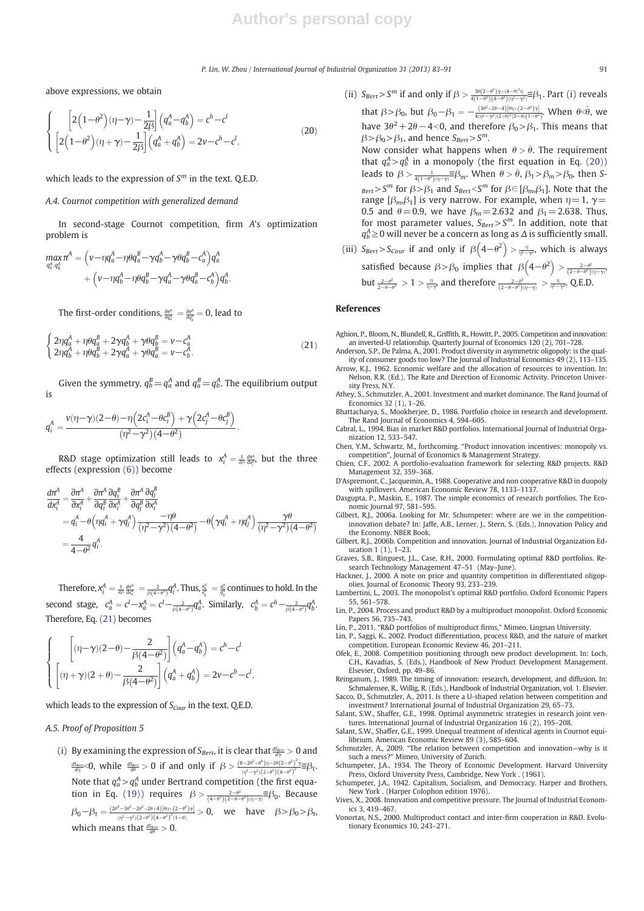above expressions, we obtain

$$\begin{cases} \left[2\left(1-\theta^2\right)(\eta-\gamma)-\frac{1}{2\beta}\right]\left(q_a^A-q_b^A\right)=c^h-c^l \\ \left[2\left(1-\theta^2\right)(\eta+\gamma)-\frac{1}{2\beta}\right]\left(q_a^A+q_b^A\right)=2v-c^h-c^l, \end{cases} \tag{20}$$

which leads to the expression of $S^m$ in the text. Q.E.D.

### A.4. Cournot competition with generalized demand

In second-stage Cournot competition, firm $A$'s optimization problem is

$$\max_{q_a^A, q_b^A} \pi^A = \left(v-\eta q_a^A-\eta\theta q_a^B-\gamma q_b^A-\gamma\theta q_b^B-c_a^A\right)q_a^A + \left(v-\eta q_b^A-\eta\theta q_b^B-\gamma q_a^A-\gamma\theta q_a^B-c_b^A\right)q_b^A.$$

The first-order conditions, $\frac{\partial\pi^A}{\partial q_a^A}=\frac{\partial\pi^A}{\partial q_b^A}=0$, lead to

$$\begin{cases} 2\eta q_a^A+\eta\theta q_a^B+2\gamma q_b^A+\gamma\theta q_b^B=v-c_a^A \\ 2\eta q_b^A+\eta\theta q_b^B+2\gamma q_a^A+\gamma\theta q_a^B=v-c_b^A. \end{cases} \tag{21}$$

Given the symmetry, $q_b^B=q_a^A$ and $q_a^B=q_b^A$. The equilibrium output is

$$q_i^A=\frac{v(\eta-\gamma)(2-\theta)-\eta\left(2c_i^A-\theta c_i^B\right)+\gamma\left(2c_j^A-\theta c_j^B\right)}{(\eta^2-\gamma^2)(4-\theta^2)}.$$

R&D stage optimization still leads to $x_i^A=\frac{1}{2\beta}\frac{d\pi^A}{dx_i^A}$, but the three effects (expression (6)) become

$$\begin{aligned}\frac{d\pi^A}{dx_i^A}&=\frac{\partial\pi^A}{\partial x_i^A}+\frac{\partial\pi^A}{\partial q_i^B}\frac{\partial q_i^B}{\partial x_i^A}+\frac{\partial\pi^A}{\partial q_j^B}\frac{\partial q_j^B}{\partial x_i^A}\\ &=q_i^A-\theta\left(\eta q_i^A+\gamma q_j^A\right)\frac{-\eta\theta}{(\eta^2-\gamma^2)(4-\theta^2)}-\theta\left(\gamma q_i^A+\eta q_j^A\right)\frac{\gamma\theta}{(\eta^2-\gamma^2)(4-\theta^2)}\\ &=\frac{4}{4-\theta^2}q_i^A.\end{aligned}$$

Therefore, $x_i^A=\frac{1}{2\beta}\frac{d\pi^A}{dx_i^A}=\frac{2}{\beta(4-\theta^2)}q_i^A$. Thus, $\frac{x_a^A}{x_b^A}=\frac{q_a^A}{q_b^A}$ continues to hold. In the second stage, $c_a^A=c^l-x_a^A=c^l-\frac{2}{\beta(4-\theta^2)}q_a^A$. Similarly, $c_b^A=c^h-\frac{2}{\beta(4-\theta^2)}q_b^A$. Therefore, Eq. (21) becomes

$$\begin{cases} \left[(\eta-\gamma)(2-\theta)-\frac{2}{\beta(4-\theta^2)}\right]\left(q_a^A-q_b^A\right)=c^h-c^l \\ \left[(\eta+\gamma)(2+\theta)-\frac{2}{\beta(4-\theta^2)}\right]\left(q_a^A+q_b^A\right)=2v-c^h-c^l, \end{cases}$$

which leads to the expression of $S_{Cour}$ in the text. Q.E.D.

### A.5. Proof of Proposition 5

(i) By examining the expression of $S_{Bert}$, it is clear that $\frac{dS_{Bert}}{d\gamma}>0$ and $\frac{dS_{Bert}}{d\eta}<0$, while $\frac{dS_{Bert}}{d\theta}>0$ if and only if $\beta>\frac{(8-2\theta^2+\theta^4)\eta-2\theta(2-\theta^2)^2\gamma}{(\eta^2-\gamma^2)(2+\theta^2)(4-\theta^2)^2}\equiv\beta_t$. Note that $q_a^A>q_b^A$ under Bertrand competition (the first equation in Eq. (19)) requires $\beta>\frac{2-\theta^2}{(4-\theta^2)(2-\theta-\theta^2)(\eta-\gamma)}\equiv\beta_0$. Because $\beta_0-\beta_t=\frac{(2\theta^4-3\theta^3-2\theta^2+2\theta+4)[\theta\eta+(2-\theta^2)\gamma]}{(\eta^2-\gamma^2)(2+\theta^2)(4-\theta^2)^2(1-\theta)}>0$, we have $\beta>\beta_0>\beta_t$, which means that $\frac{dS_{Bert}}{d\theta}>0$.

(ii) $S_{Bert}>S^m$ if and only if $\beta>\frac{3\theta(2-\theta^2)\gamma+(4-\theta)^2\eta}{4(1-\theta^2)(4-\theta^2)(\eta^2-\gamma^2)}\equiv\beta_1$. Part (i) reveals that $\beta>\beta_0$, but $\beta_0-\beta_1=-\frac{(3\theta^2+2\theta-4)[\theta\eta+(2-\theta^2)\gamma]}{4(\eta^2-\gamma^2)(2+\theta)^2(2-\theta)(1-\theta^2)}$. When $\theta<\bar{\theta}$, we have $3\theta^2+2\theta-4<0$, and therefore $\beta_0>\beta_1$. This means that $\beta>\beta_0>\beta_1$, and hence $S_{Bert}>S^m$.

Now consider what happens when $\theta>\bar{\theta}$. The requirement that $q_a^A>q_b^A$ in a monopoly (the first equation in Eq. (20)) leads to $\beta>\frac{1}{4(1-\theta^2)(\eta-\gamma)}\equiv\beta_m$. When $\theta>\bar{\theta}$, $\beta_1>\beta_m>\beta_0$, then $S_{Bert}>S^m$ for $\beta>\beta_1$ and $S_{Bert}<S^m$ for $\beta\in[\beta_m,\beta_1]$. Note that the range $[\beta_m,\beta_1]$ is very narrow. For example, when $\eta=1$, $\gamma=0.5$ and $\theta=0.9$, we have $\beta_m=2.632$ and $\beta_1=2.638$. Thus, for most parameter values, $S_{Bert}>S^m$. In addition, note that $q_b^A\geq0$ will never be a concern as long as $\Delta$ is sufficiently small.

(iii) $S_{Bert}>S_{Cour}$ if and only if $\beta\left(4-\theta^2\right)>\frac{\eta}{\eta^2-\gamma^2}$, which is always satisfied because $\beta>\beta_0$ implies that $\beta\left(4-\theta^2\right)>\frac{2-\theta^2}{(2-\theta-\theta^2)(\eta-\gamma)}$, but $\frac{2-\theta^2}{2-\theta-\theta^2}>1>\frac{\eta}{\eta+\gamma}$, and therefore $\frac{2-\theta^2}{(2-\theta-\theta^2)(\eta-\gamma)}>\frac{\eta}{\eta^2-\gamma^2}$. Q.E.D.

## References

Aghion, P., Bloom, N., Blundell, R., Griffith, R., Howitt, P., 2005. Competition and innovation: an inverted-U relationship. Quarterly Journal of Economics 120 (2), 701–728.

Anderson, S.P., De Palma, A., 2001. Product diversity in asymmetric oligopoly: is the quality of consumer goods too low? The Journal of Industrial Economics 49 (2), 113–135.

Arrow, K.J., 1962. Economic welfare and the allocation of resources to invention. In: Nelson, R.R. (Ed.), The Rate and Direction of Economic Activity. Princeton University Press, N.Y.

Athey, S., Schmutzler, A., 2001. Investment and market dominance. The Rand Journal of Economics 32 (1), 1–26.

Bhattacharya, S., Mookherjee, D., 1986. Portfolio choice in research and development. The Rand Journal of Economics 4, 594–605.

Cabral, L., 1994. Bias in market R&D portfolios. International Journal of Industrial Organization 12, 533–547.

Chen, Y.M., Schwartz, M., forthcoming. "Product innovation incentives: monopoly vs. competition", Journal of Economics & Management Strategy.

Chien, C.F., 2002. A portfolio-evaluation framework for selecting R&D projects. R&D Management 32, 359–368.

D'Aspremont, C., Jacquemin, A., 1988. Cooperative and non cooperative R&D in duopoly with spillovers. American Economic Review 78, 1133–1137.

Dasgupta, P., Maskin, E., 1987. The simple economics of research portfolios. The Economic Journal 97, 581–595.

Gilbert, R.J., 2006a. Looking for Mr. Schumpeter: where are we in the competition-innovation debate? In: Jaffe, A.B., Lerner, J., Stern, S. (Eds.), Innovation Policy and the Economy. NBER Book.

Gilbert, R.J., 2006b. Competition and innovation. Journal of Industrial Organization Education 1 (1), 1–23.

Graves, S.B., Ringuest, J.L., Case, R.H., 2000. Formulating optimal R&D portfolios. Research Technology Management 47–51 (May–June).

Hackner, J., 2000. A note on price and quantity competition in differentiated oligopolies. Journal of Economic Theory 93, 233–239.

Lambertini, L., 2003. The monopolist's optimal R&D portfolio. Oxford Economic Papers 55, 561–578.

Lin, P., 2004. Process and product R&D by a multiproduct monopolist. Oxford Economic Papers 56, 735–743.

Lin, P., 2011. "R&D portfolios of multiproduct firms," Mimeo, Lingnan University.

Lin, P., Saggi, K., 2002. Product differentiation, process R&D, and the nature of market competition. European Economic Review 46, 201–211.

Ofek, E., 2008. Competition positioning through new product development. In: Loch, C.H., Kavadias, S. (Eds.), Handbook of New Product Development Management. Elsevier, Oxford, pp. 49–86.

Reinganum, J., 1989. The timing of innovation: research, development, and diffusion. In: Schmalensee, R., Willig, R. (Eds.), Handbook of Industrial Organization, vol. 1. Elsevier.

Sacco, D., Schmutzler, A., 2011. Is there a U-shaped relation between competition and investment? International Journal of Industrial Organization 29, 65–73.

Salant, S.W., Shaffer, G.E., 1998. Optimal asymmetric strategies in research joint ventures. International Journal of Industrial Organization 16 (2), 195–208.

Salant, S.W., Shaffer, G.E., 1999. Unequal treatment of identical agents in Cournot equilibrium. American Economic Review 89 (3), 585–604.

Schmutzler, A., 2009. "The relation between competition and innovation—why is it such a mess?" Mimeo, University of Zurich.

Schumpeter, J.A., 1934. The Theory of Economic Development. Harvard University Press, Oxford University Press, Cambridge, New York . (1961).

Schumpeter, J.A., 1942. Capitalism, Socialism, and Democracy. Harper and Brothers, New York . (Harper Colophon edition 1976).

Vives, X., 2008. Innovation and competitive pressure. The Journal of Industrial Economics 3, 419–467.

Vonortas, N.S., 2000. Multiproduct contact and inter-firm cooperation in R&D. Evolutionary Economics 10, 243–271.